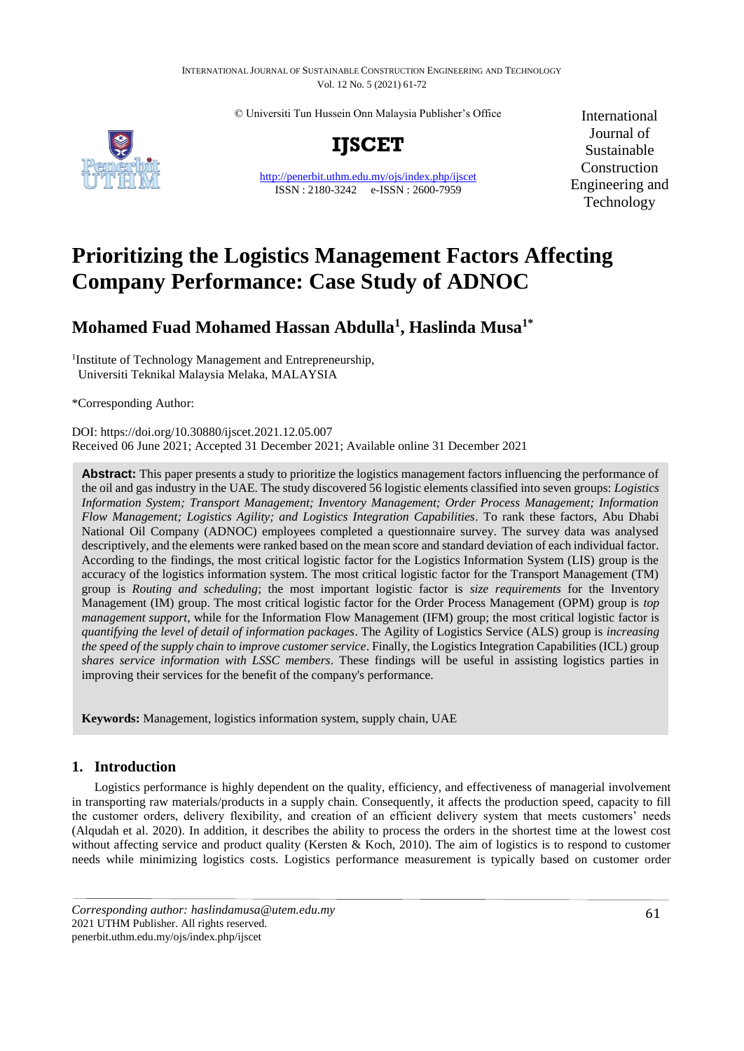# Prioritizing the Logistics Management Factors Affecting Company Performance: Case Study of ADNOC

## Mohamed Fuad Mohamed Hassan Abdulla[1], Haslinda Musa[1*]

[1]Institute of Technology Management and Entrepreneurship, Universiti Teknikal Malaysia Melaka, MALAYSIA

*Corresponding Author:

DOI: https://doi.org/10.30880/ijscet.2021.12.05.007
Received 06 June 2021; Accepted 31 December 2021; Available online 31 December 2021

**Abstract:** This paper presents a study to prioritize the logistics management factors influencing the performance of the oil and gas industry in the UAE. The study discovered 56 logistic elements classified into seven groups: *Logistics Information System; Transport Management; Inventory Management; Order Process Management; Information Flow Management; Logistics Agility; and Logistics Integration Capabilities*. To rank these factors, Abu Dhabi National Oil Company (ADNOC) employees completed a questionnaire survey. The survey data was analysed descriptively, and the elements were ranked based on the mean score and standard deviation of each individual factor. According to the findings, the most critical logistic factor for the Logistics Information System (LIS) group is the accuracy of the logistics information system. The most critical logistic factor for the Transport Management (TM) group is *Routing and scheduling*; the most important logistic factor is *size requirements* for the Inventory Management (IM) group. The most critical logistic factor for the Order Process Management (OPM) group is *top management support*, while for the Information Flow Management (IFM) group; the most critical logistic factor is *quantifying the level of detail of information packages*. The Agility of Logistics Service (ALS) group is *increasing the speed of the supply chain to improve customer service*. Finally, the Logistics Integration Capabilities (ICL) group *shares service information with LSSC members*. These findings will be useful in assisting logistics parties in improving their services for the benefit of the company's performance.

**Keywords:** Management, logistics information system, supply chain, UAE

## 1. Introduction

Logistics performance is highly dependent on the quality, efficiency, and effectiveness of managerial involvement in transporting raw materials/products in a supply chain. Consequently, it affects the production speed, capacity to fill the customer orders, delivery flexibility, and creation of an efficient delivery system that meets customers' needs (Alqudah et al. 2020). In addition, it describes the ability to process the orders in the shortest time at the lowest cost without affecting service and product quality (Kersten & Koch, 2010). The aim of logistics is to respond to customer needs while minimizing logistics costs. Logistics performance measurement is typically based on customer order

*Corresponding author: haslindamusa@utem.edu.my*
2021 UTHM Publisher. All rights reserved.
penerbit.uthm.edu.my/ojs/index.php/ijscet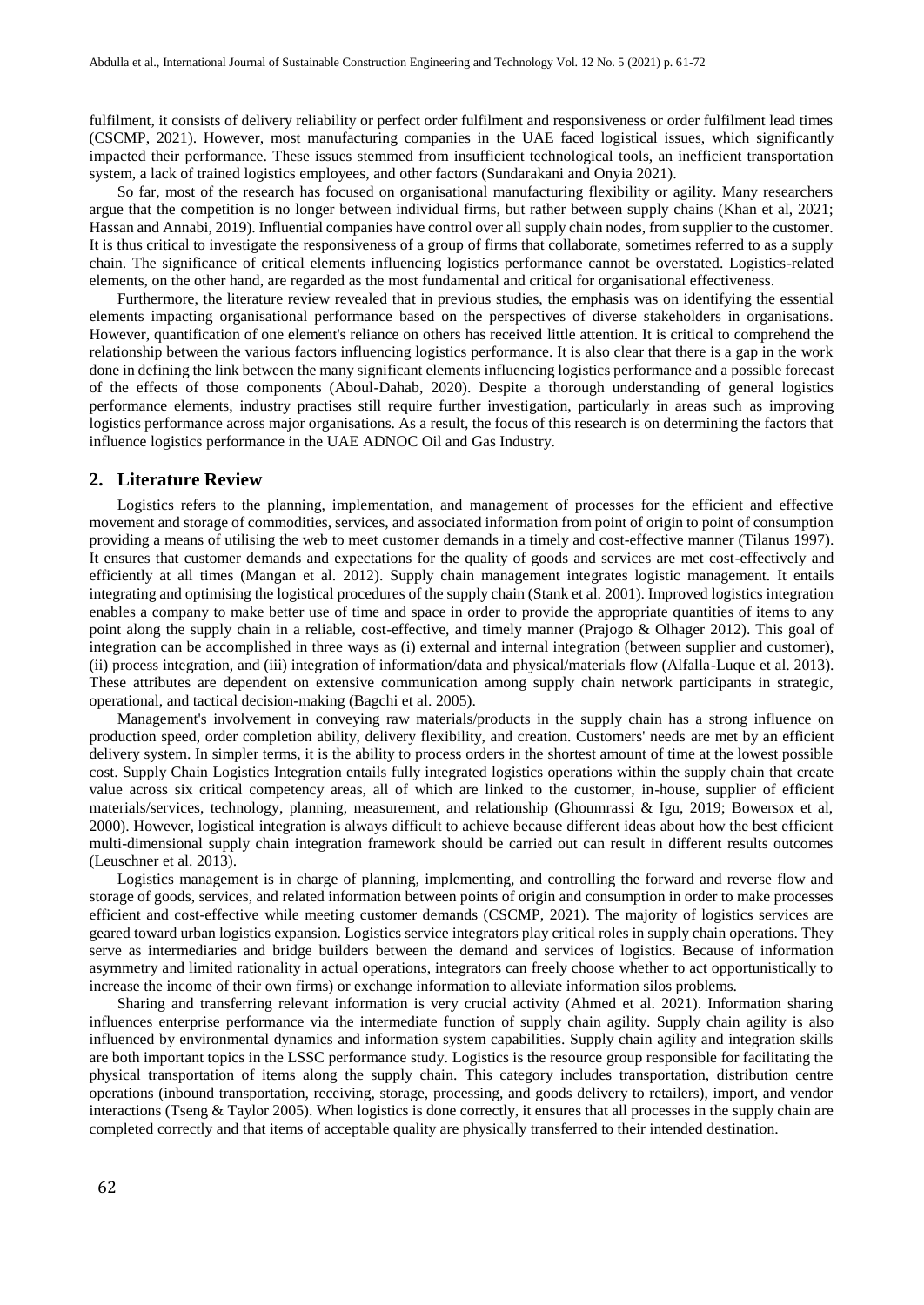fulfilment, it consists of delivery reliability or perfect order fulfilment and responsiveness or order fulfilment lead times (CSCMP, 2021). However, most manufacturing companies in the UAE faced logistical issues, which significantly impacted their performance. These issues stemmed from insufficient technological tools, an inefficient transportation system, a lack of trained logistics employees, and other factors (Sundarakani and Onyia 2021).

So far, most of the research has focused on organisational manufacturing flexibility or agility. Many researchers argue that the competition is no longer between individual firms, but rather between supply chains (Khan et al, 2021; Hassan and Annabi, 2019). Influential companies have control over all supply chain nodes, from supplier to the customer. It is thus critical to investigate the responsiveness of a group of firms that collaborate, sometimes referred to as a supply chain. The significance of critical elements influencing logistics performance cannot be overstated. Logistics-related elements, on the other hand, are regarded as the most fundamental and critical for organisational effectiveness.

Furthermore, the literature review revealed that in previous studies, the emphasis was on identifying the essential elements impacting organisational performance based on the perspectives of diverse stakeholders in organisations. However, quantification of one element's reliance on others has received little attention. It is critical to comprehend the relationship between the various factors influencing logistics performance. It is also clear that there is a gap in the work done in defining the link between the many significant elements influencing logistics performance and a possible forecast of the effects of those components (Aboul-Dahab, 2020). Despite a thorough understanding of general logistics performance elements, industry practises still require further investigation, particularly in areas such as improving logistics performance across major organisations. As a result, the focus of this research is on determining the factors that influence logistics performance in the UAE ADNOC Oil and Gas Industry.

## 2. Literature Review

Logistics refers to the planning, implementation, and management of processes for the efficient and effective movement and storage of commodities, services, and associated information from point of origin to point of consumption providing a means of utilising the web to meet customer demands in a timely and cost-effective manner (Tilanus 1997). It ensures that customer demands and expectations for the quality of goods and services are met cost-effectively and efficiently at all times (Mangan et al. 2012). Supply chain management integrates logistic management. It entails integrating and optimising the logistical procedures of the supply chain (Stank et al. 2001). Improved logistics integration enables a company to make better use of time and space in order to provide the appropriate quantities of items to any point along the supply chain in a reliable, cost-effective, and timely manner (Prajogo & Olhager 2012). This goal of integration can be accomplished in three ways as (i) external and internal integration (between supplier and customer), (ii) process integration, and (iii) integration of information/data and physical/materials flow (Alfalla-Luque et al. 2013). These attributes are dependent on extensive communication among supply chain network participants in strategic, operational, and tactical decision-making (Bagchi et al. 2005).

Management's involvement in conveying raw materials/products in the supply chain has a strong influence on production speed, order completion ability, delivery flexibility, and creation. Customers' needs are met by an efficient delivery system. In simpler terms, it is the ability to process orders in the shortest amount of time at the lowest possible cost. Supply Chain Logistics Integration entails fully integrated logistics operations within the supply chain that create value across six critical competency areas, all of which are linked to the customer, in-house, supplier of efficient materials/services, technology, planning, measurement, and relationship (Ghoumrassi & Igu, 2019; Bowersox et al, 2000). However, logistical integration is always difficult to achieve because different ideas about how the best efficient multi-dimensional supply chain integration framework should be carried out can result in different results outcomes (Leuschner et al. 2013).

Logistics management is in charge of planning, implementing, and controlling the forward and reverse flow and storage of goods, services, and related information between points of origin and consumption in order to make processes efficient and cost-effective while meeting customer demands (CSCMP, 2021). The majority of logistics services are geared toward urban logistics expansion. Logistics service integrators play critical roles in supply chain operations. They serve as intermediaries and bridge builders between the demand and services of logistics. Because of information asymmetry and limited rationality in actual operations, integrators can freely choose whether to act opportunistically to increase the income of their own firms) or exchange information to alleviate information silos problems.

Sharing and transferring relevant information is very crucial activity (Ahmed et al. 2021). Information sharing influences enterprise performance via the intermediate function of supply chain agility. Supply chain agility is also influenced by environmental dynamics and information system capabilities. Supply chain agility and integration skills are both important topics in the LSSC performance study. Logistics is the resource group responsible for facilitating the physical transportation of items along the supply chain. This category includes transportation, distribution centre operations (inbound transportation, receiving, storage, processing, and goods delivery to retailers), import, and vendor interactions (Tseng & Taylor 2005). When logistics is done correctly, it ensures that all processes in the supply chain are completed correctly and that items of acceptable quality are physically transferred to their intended destination.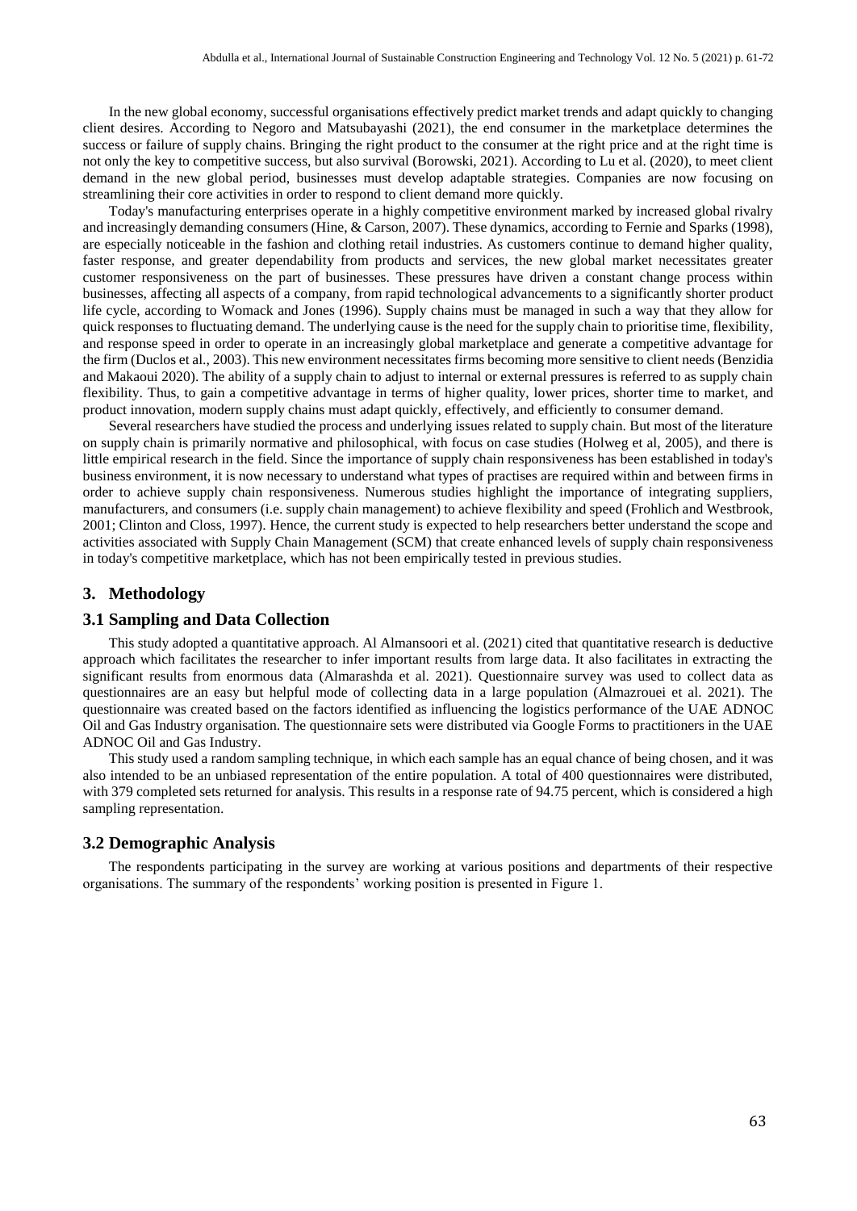In the new global economy, successful organisations effectively predict market trends and adapt quickly to changing client desires. According to Negoro and Matsubayashi (2021), the end consumer in the marketplace determines the success or failure of supply chains. Bringing the right product to the consumer at the right price and at the right time is not only the key to competitive success, but also survival (Borowski, 2021). According to Lu et al. (2020), to meet client demand in the new global period, businesses must develop adaptable strategies. Companies are now focusing on streamlining their core activities in order to respond to client demand more quickly.

Today's manufacturing enterprises operate in a highly competitive environment marked by increased global rivalry and increasingly demanding consumers (Hine, & Carson, 2007). These dynamics, according to Fernie and Sparks (1998), are especially noticeable in the fashion and clothing retail industries. As customers continue to demand higher quality, faster response, and greater dependability from products and services, the new global market necessitates greater customer responsiveness on the part of businesses. These pressures have driven a constant change process within businesses, affecting all aspects of a company, from rapid technological advancements to a significantly shorter product life cycle, according to Womack and Jones (1996). Supply chains must be managed in such a way that they allow for quick responses to fluctuating demand. The underlying cause is the need for the supply chain to prioritise time, flexibility, and response speed in order to operate in an increasingly global marketplace and generate a competitive advantage for the firm (Duclos et al., 2003). This new environment necessitates firms becoming more sensitive to client needs (Benzidia and Makaoui 2020). The ability of a supply chain to adjust to internal or external pressures is referred to as supply chain flexibility. Thus, to gain a competitive advantage in terms of higher quality, lower prices, shorter time to market, and product innovation, modern supply chains must adapt quickly, effectively, and efficiently to consumer demand.

Several researchers have studied the process and underlying issues related to supply chain. But most of the literature on supply chain is primarily normative and philosophical, with focus on case studies (Holweg et al, 2005), and there is little empirical research in the field. Since the importance of supply chain responsiveness has been established in today's business environment, it is now necessary to understand what types of practises are required within and between firms in order to achieve supply chain responsiveness. Numerous studies highlight the importance of integrating suppliers, manufacturers, and consumers (i.e. supply chain management) to achieve flexibility and speed (Frohlich and Westbrook, 2001; Clinton and Closs, 1997). Hence, the current study is expected to help researchers better understand the scope and activities associated with Supply Chain Management (SCM) that create enhanced levels of supply chain responsiveness in today's competitive marketplace, which has not been empirically tested in previous studies.

## 3. Methodology

### 3.1 Sampling and Data Collection

This study adopted a quantitative approach. Al Almansoori et al. (2021) cited that quantitative research is deductive approach which facilitates the researcher to infer important results from large data. It also facilitates in extracting the significant results from enormous data (Almarashda et al. 2021). Questionnaire survey was used to collect data as questionnaires are an easy but helpful mode of collecting data in a large population (Almazrouei et al. 2021). The questionnaire was created based on the factors identified as influencing the logistics performance of the UAE ADNOC Oil and Gas Industry organisation. The questionnaire sets were distributed via Google Forms to practitioners in the UAE ADNOC Oil and Gas Industry.

This study used a random sampling technique, in which each sample has an equal chance of being chosen, and it was also intended to be an unbiased representation of the entire population. A total of 400 questionnaires were distributed, with 379 completed sets returned for analysis. This results in a response rate of 94.75 percent, which is considered a high sampling representation.

### 3.2 Demographic Analysis

The respondents participating in the survey are working at various positions and departments of their respective organisations. The summary of the respondents' working position is presented in Figure 1.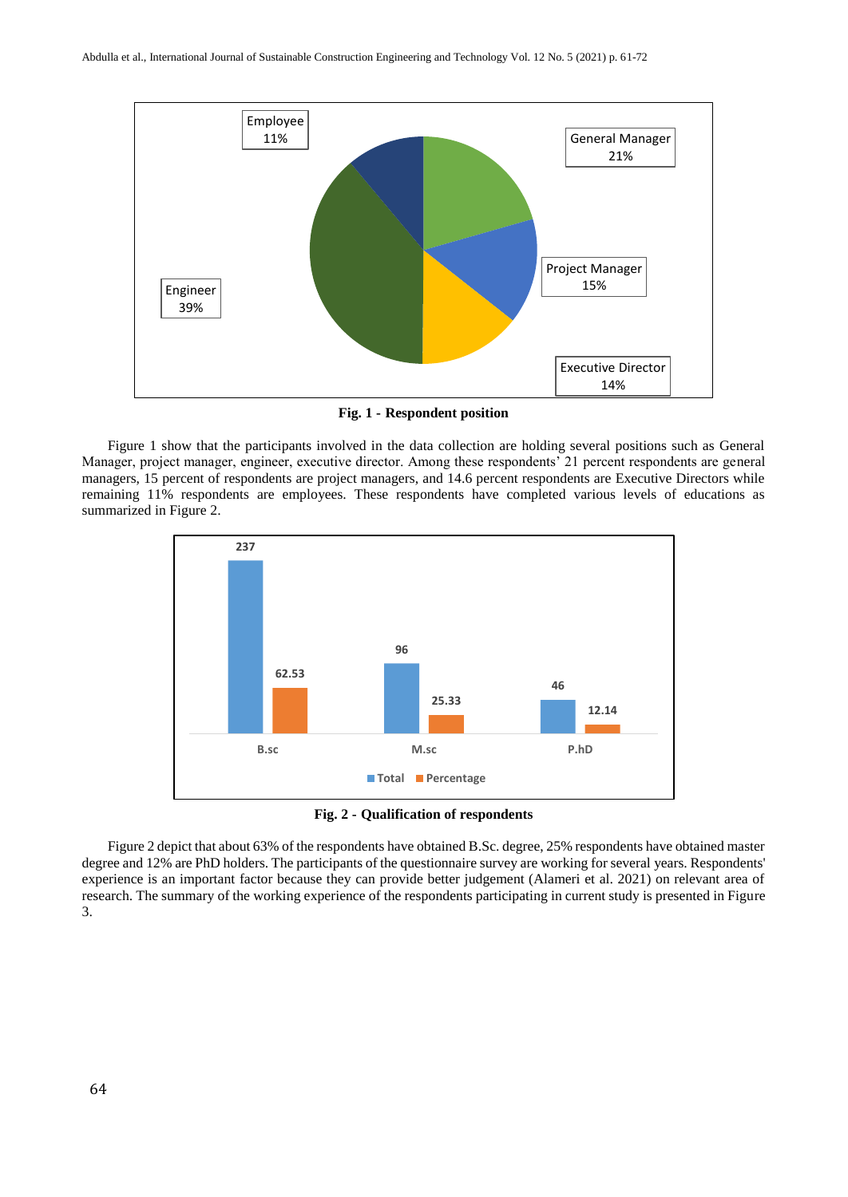**Fig. 1 - Respondent position**

Figure 1 show that the participants involved in the data collection are holding several positions such as General Manager, project manager, engineer, executive director. Among these respondents' 21 percent respondents are general managers, 15 percent of respondents are project managers, and 14.6 percent respondents are Executive Directors while remaining 11% respondents are employees. These respondents have completed various levels of educations as summarized in Figure 2.

**Fig. 2 - Qualification of respondents**

Figure 2 depict that about 63% of the respondents have obtained B.Sc. degree, 25% respondents have obtained master degree and 12% are PhD holders. The participants of the questionnaire survey are working for several years. Respondents' experience is an important factor because they can provide better judgement (Alameri et al. 2021) on relevant area of research. The summary of the working experience of the respondents participating in current study is presented in Figure 3.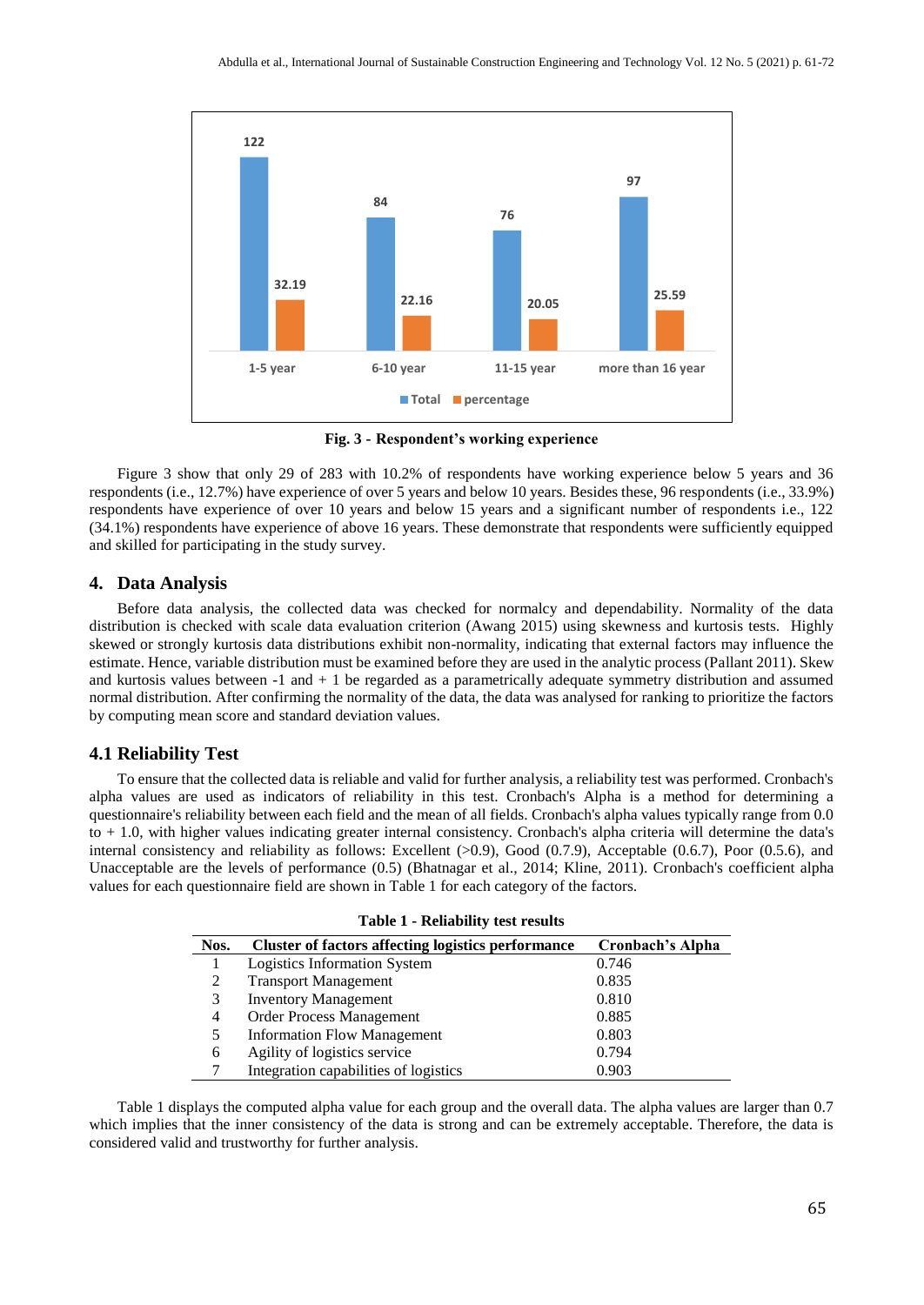Fig. 3 - Respondent's working experience

Figure 3 show that only 29 of 283 with 10.2% of respondents have working experience below 5 years and 36 respondents (i.e., 12.7%) have experience of over 5 years and below 10 years. Besides these, 96 respondents (i.e., 33.9%) respondents have experience of over 10 years and below 15 years and a significant number of respondents i.e., 122 (34.1%) respondents have experience of above 16 years. These demonstrate that respondents were sufficiently equipped and skilled for participating in the study survey.

## 4. Data Analysis

Before data analysis, the collected data was checked for normalcy and dependability. Normality of the data distribution is checked with scale data evaluation criterion (Awang 2015) using skewness and kurtosis tests. Highly skewed or strongly kurtosis data distributions exhibit non-normality, indicating that external factors may influence the estimate. Hence, variable distribution must be examined before they are used in the analytic process (Pallant 2011). Skew and kurtosis values between -1 and + 1 be regarded as a parametrically adequate symmetry distribution and assumed normal distribution. After confirming the normality of the data, the data was analysed for ranking to prioritize the factors by computing mean score and standard deviation values.

### 4.1 Reliability Test

To ensure that the collected data is reliable and valid for further analysis, a reliability test was performed. Cronbach's alpha values are used as indicators of reliability in this test. Cronbach's Alpha is a method for determining a questionnaire's reliability between each field and the mean of all fields. Cronbach's alpha values typically range from 0.0 to + 1.0, with higher values indicating greater internal consistency. Cronbach's alpha criteria will determine the data's internal consistency and reliability as follows: Excellent (>0.9), Good (0.7.9), Acceptable (0.6.7), Poor (0.5.6), and Unacceptable are the levels of performance (0.5) (Bhatnagar et al., 2014; Kline, 2011). Cronbach's coefficient alpha values for each questionnaire field are shown in Table 1 for each category of the factors.

**Table 1 - Reliability test results**

| Nos. | Cluster of factors affecting logistics performance | Cronbach's Alpha |
|---|---|---|
| 1 | Logistics Information System | 0.746 |
| 2 | Transport Management | 0.835 |
| 3 | Inventory Management | 0.810 |
| 4 | Order Process Management | 0.885 |
| 5 | Information Flow Management | 0.803 |
| 6 | Agility of logistics service | 0.794 |
| 7 | Integration capabilities of logistics | 0.903 |

Table 1 displays the computed alpha value for each group and the overall data. The alpha values are larger than 0.7 which implies that the inner consistency of the data is strong and can be extremely acceptable. Therefore, the data is considered valid and trustworthy for further analysis.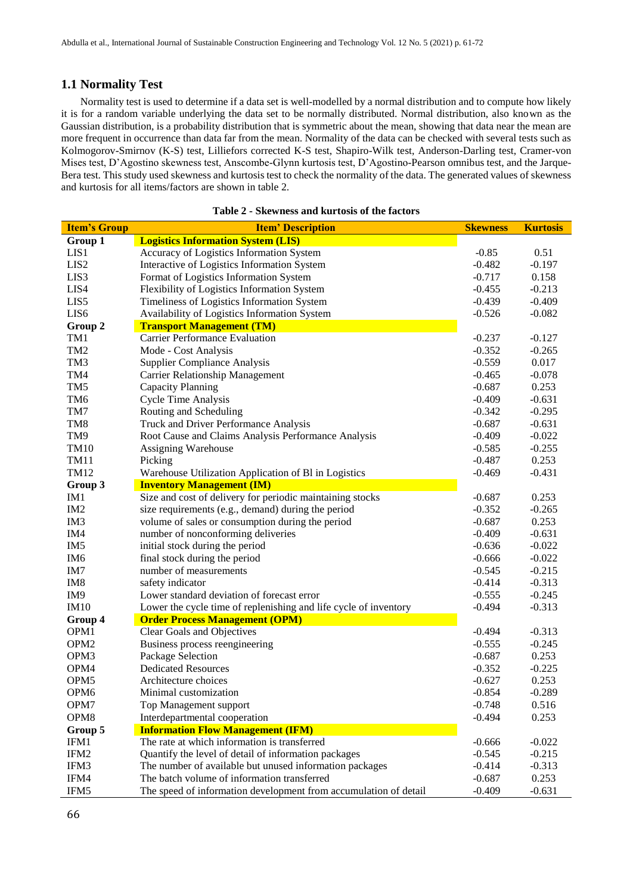## 1.1 Normality Test

Normality test is used to determine if a data set is well-modelled by a normal distribution and to compute how likely it is for a random variable underlying the data set to be normally distributed. Normal distribution, also known as the Gaussian distribution, is a probability distribution that is symmetric about the mean, showing that data near the mean are more frequent in occurrence than data far from the mean. Normality of the data can be checked with several tests such as Kolmogorov-Smirnov (K-S) test, Lilliefors corrected K-S test, Shapiro-Wilk test, Anderson-Darling test, Cramer-von Mises test, D'Agostino skewness test, Anscombe-Glynn kurtosis test, D'Agostino-Pearson omnibus test, and the Jarque-Bera test. This study used skewness and kurtosis test to check the normality of the data. The generated values of skewness and kurtosis for all items/factors are shown in table 2.

**Table 2 - Skewness and kurtosis of the factors**

| Item's Group | Item' Description | Skewness | Kurtosis |
|---|---|---|---|
| **Group 1** | **Logistics Information System (LIS)** | | |
| LIS1 | Accuracy of Logistics Information System | -0.85 | 0.51 |
| LIS2 | Interactive of Logistics Information System | -0.482 | -0.197 |
| LIS3 | Format of Logistics Information System | -0.717 | 0.158 |
| LIS4 | Flexibility of Logistics Information System | -0.455 | -0.213 |
| LIS5 | Timeliness of Logistics Information System | -0.439 | -0.409 |
| LIS6 | Availability of Logistics Information System | -0.526 | -0.082 |
| **Group 2** | **Transport Management (TM)** | | |
| TM1 | Carrier Performance Evaluation | -0.237 | -0.127 |
| TM2 | Mode - Cost Analysis | -0.352 | -0.265 |
| TM3 | Supplier Compliance Analysis | -0.559 | 0.017 |
| TM4 | Carrier Relationship Management | -0.465 | -0.078 |
| TM5 | Capacity Planning | -0.687 | 0.253 |
| TM6 | Cycle Time Analysis | -0.409 | -0.631 |
| TM7 | Routing and Scheduling | -0.342 | -0.295 |
| TM8 | Truck and Driver Performance Analysis | -0.687 | -0.631 |
| TM9 | Root Cause and Claims Analysis Performance Analysis | -0.409 | -0.022 |
| TM10 | Assigning Warehouse | -0.585 | -0.255 |
| TM11 | Picking | -0.487 | 0.253 |
| TM12 | Warehouse Utilization Application of Bl in Logistics | -0.469 | -0.431 |
| **Group 3** | **Inventory Management (IM)** | | |
| IM1 | Size and cost of delivery for periodic maintaining stocks | -0.687 | 0.253 |
| IM2 | size requirements (e.g., demand) during the period | -0.352 | -0.265 |
| IM3 | volume of sales or consumption during the period | -0.687 | 0.253 |
| IM4 | number of nonconforming deliveries | -0.409 | -0.631 |
| IM5 | initial stock during the period | -0.636 | -0.022 |
| IM6 | final stock during the period | -0.666 | -0.022 |
| IM7 | number of measurements | -0.545 | -0.215 |
| IM8 | safety indicator | -0.414 | -0.313 |
| IM9 | Lower standard deviation of forecast error | -0.555 | -0.245 |
| IM10 | Lower the cycle time of replenishing and life cycle of inventory | -0.494 | -0.313 |
| **Group 4** | **Order Process Management (OPM)** | | |
| OPM1 | Clear Goals and Objectives | -0.494 | -0.313 |
| OPM2 | Business process reengineering | -0.555 | -0.245 |
| OPM3 | Package Selection | -0.687 | 0.253 |
| OPM4 | Dedicated Resources | -0.352 | -0.225 |
| OPM5 | Architecture choices | -0.627 | 0.253 |
| OPM6 | Minimal customization | -0.854 | -0.289 |
| OPM7 | Top Management support | -0.748 | 0.516 |
| OPM8 | Interdepartmental cooperation | -0.494 | 0.253 |
| **Group 5** | **Information Flow Management (IFM)** | | |
| IFM1 | The rate at which information is transferred | -0.666 | -0.022 |
| IFM2 | Quantify the level of detail of information packages | -0.545 | -0.215 |
| IFM3 | The number of available but unused information packages | -0.414 | -0.313 |
| IFM4 | The batch volume of information transferred | -0.687 | 0.253 |
| IFM5 | The speed of information development from accumulation of detail | -0.409 | -0.631 |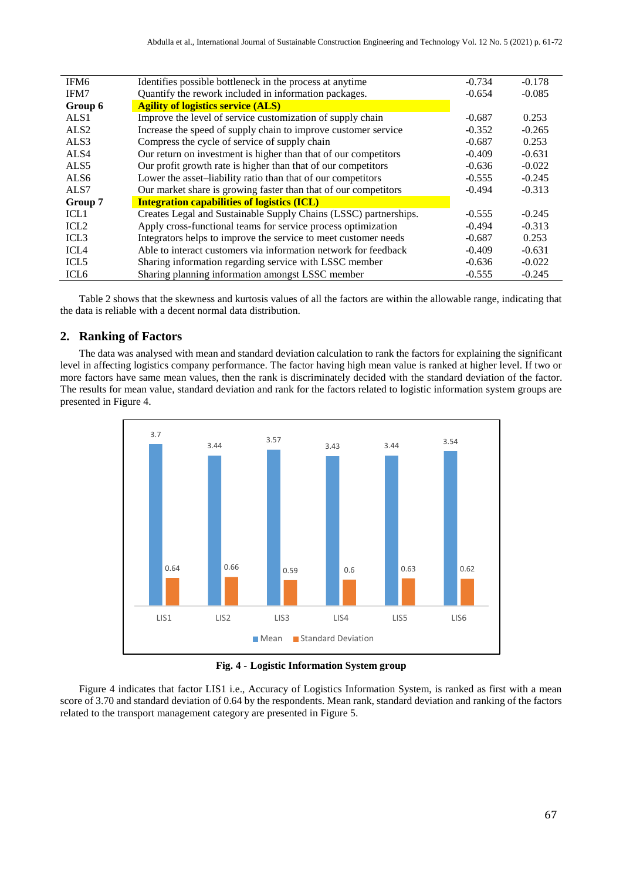| | | | |
|---|---|---|---|
| IFM6 | Identifies possible bottleneck in the process at anytime | -0.734 | -0.178 |
| IFM7 | Quantify the rework included in information packages. | -0.654 | -0.085 |
| **Group 6** | **Agility of logistics service (ALS)** | | |
| ALS1 | Improve the level of service customization of supply chain | -0.687 | 0.253 |
| ALS2 | Increase the speed of supply chain to improve customer service | -0.352 | -0.265 |
| ALS3 | Compress the cycle of service of supply chain | -0.687 | 0.253 |
| ALS4 | Our return on investment is higher than that of our competitors | -0.409 | -0.631 |
| ALS5 | Our profit growth rate is higher than that of our competitors | -0.636 | -0.022 |
| ALS6 | Lower the asset–liability ratio than that of our competitors | -0.555 | -0.245 |
| ALS7 | Our market share is growing faster than that of our competitors | -0.494 | -0.313 |
| **Group 7** | **Integration capabilities of logistics (ICL)** | | |
| ICL1 | Creates Legal and Sustainable Supply Chains (LSSC) partnerships. | -0.555 | -0.245 |
| ICL2 | Apply cross-functional teams for service process optimization | -0.494 | -0.313 |
| ICL3 | Integrators helps to improve the service to meet customer needs | -0.687 | 0.253 |
| ICL4 | Able to interact customers via information network for feedback | -0.409 | -0.631 |
| ICL5 | Sharing information regarding service with LSSC member | -0.636 | -0.022 |
| ICL6 | Sharing planning information amongst LSSC member | -0.555 | -0.245 |

Table 2 shows that the skewness and kurtosis values of all the factors are within the allowable range, indicating that the data is reliable with a decent normal data distribution.

## 2. Ranking of Factors

The data was analysed with mean and standard deviation calculation to rank the factors for explaining the significant level in affecting logistics company performance. The factor having high mean value is ranked at higher level. If two or more factors have same mean values, then the rank is discriminately decided with the standard deviation of the factor. The results for mean value, standard deviation and rank for the factors related to logistic information system groups are presented in Figure 4.

| | LIS1 | LIS2 | LIS3 | LIS4 | LIS5 | LIS6 |
|---|---|---|---|---|---|---|
| Mean | 3.7 | 3.44 | 3.57 | 3.43 | 3.44 | 3.54 |
| Standard Deviation | 0.64 | 0.66 | 0.59 | 0.6 | 0.63 | 0.62 |

**Fig. 4 - Logistic Information System group**

Figure 4 indicates that factor LIS1 i.e., Accuracy of Logistics Information System, is ranked as first with a mean score of 3.70 and standard deviation of 0.64 by the respondents. Mean rank, standard deviation and ranking of the factors related to the transport management category are presented in Figure 5.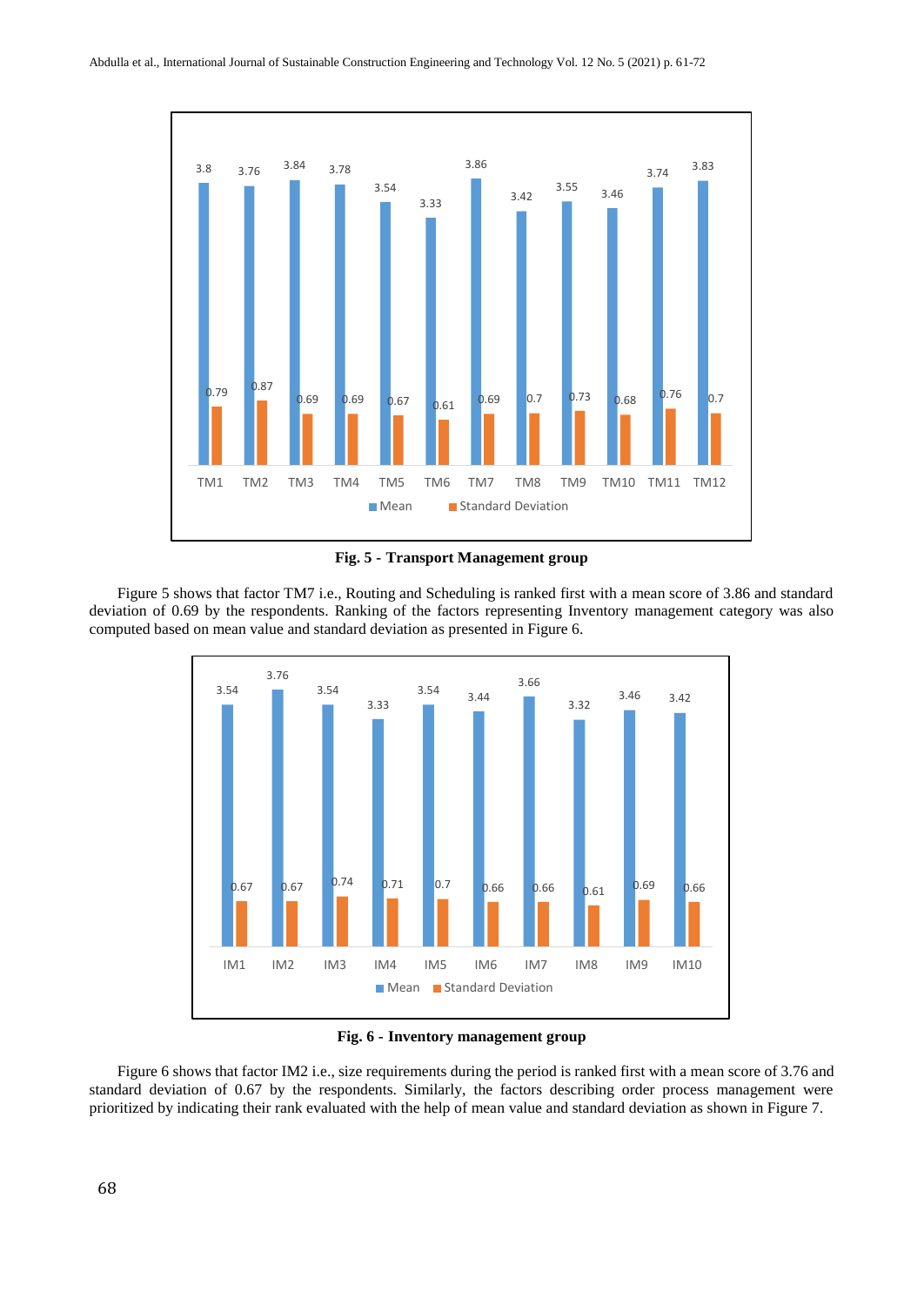**Fig. 5 - Transport Management group**

Figure 5 shows that factor TM7 i.e., Routing and Scheduling is ranked first with a mean score of 3.86 and standard deviation of 0.69 by the respondents. Ranking of the factors representing Inventory management category was also computed based on mean value and standard deviation as presented in Figure 6.

**Fig. 6 - Inventory management group**

Figure 6 shows that factor IM2 i.e., size requirements during the period is ranked first with a mean score of 3.76 and standard deviation of 0.67 by the respondents. Similarly, the factors describing order process management were prioritized by indicating their rank evaluated with the help of mean value and standard deviation as shown in Figure 7.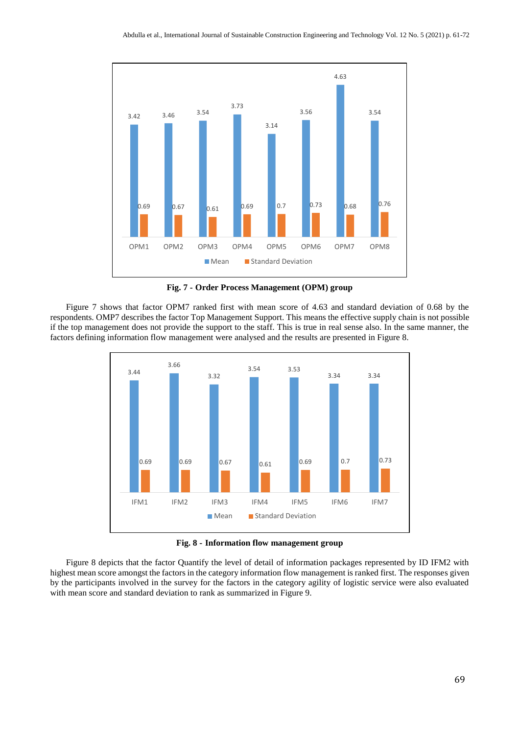**Fig. 7 - Order Process Management (OPM) group**

Figure 7 shows that factor OPM7 ranked first with mean score of 4.63 and standard deviation of 0.68 by the respondents. OMP7 describes the factor Top Management Support. This means the effective supply chain is not possible if the top management does not provide the support to the staff. This is true in real sense also. In the same manner, the factors defining information flow management were analysed and the results are presented in Figure 8.

**Fig. 8 - Information flow management group**

Figure 8 depicts that the factor Quantify the level of detail of information packages represented by ID IFM2 with highest mean score amongst the factors in the category information flow management is ranked first. The responses given by the participants involved in the survey for the factors in the category agility of logistic service were also evaluated with mean score and standard deviation to rank as summarized in Figure 9.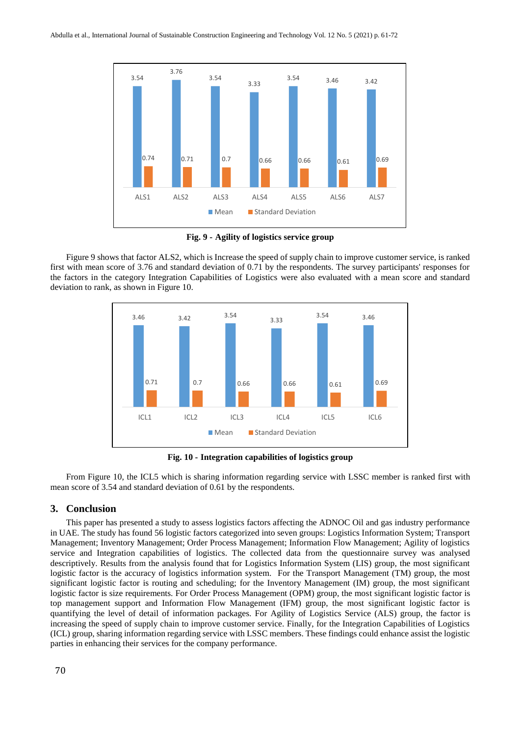Fig. 9 - Agility of logistics service group

Figure 9 shows that factor ALS2, which is Increase the speed of supply chain to improve customer service, is ranked first with mean score of 3.76 and standard deviation of 0.71 by the respondents. The survey participants' responses for the factors in the category Integration Capabilities of Logistics were also evaluated with a mean score and standard deviation to rank, as shown in Figure 10.

Fig. 10 - Integration capabilities of logistics group

From Figure 10, the ICL5 which is sharing information regarding service with LSSC member is ranked first with mean score of 3.54 and standard deviation of 0.61 by the respondents.

## 3. Conclusion

This paper has presented a study to assess logistics factors affecting the ADNOC Oil and gas industry performance in UAE. The study has found 56 logistic factors categorized into seven groups: Logistics Information System; Transport Management; Inventory Management; Order Process Management; Information Flow Management; Agility of logistics service and Integration capabilities of logistics. The collected data from the questionnaire survey was analysed descriptively. Results from the analysis found that for Logistics Information System (LIS) group, the most significant logistic factor is the accuracy of logistics information system. For the Transport Management (TM) group, the most significant logistic factor is routing and scheduling; for the Inventory Management (IM) group, the most significant logistic factor is size requirements. For Order Process Management (OPM) group, the most significant logistic factor is top management support and Information Flow Management (IFM) group, the most significant logistic factor is quantifying the level of detail of information packages. For Agility of Logistics Service (ALS) group, the factor is increasing the speed of supply chain to improve customer service. Finally, for the Integration Capabilities of Logistics (ICL) group, sharing information regarding service with LSSC members. These findings could enhance assist the logistic parties in enhancing their services for the company performance.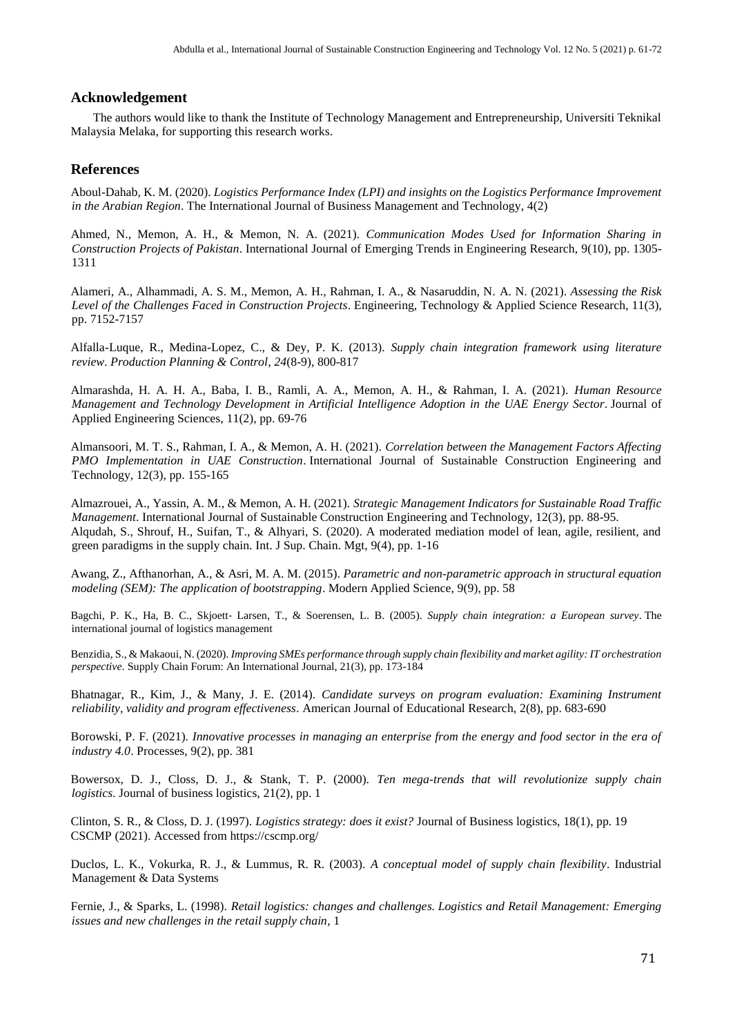## Acknowledgement

The authors would like to thank the Institute of Technology Management and Entrepreneurship, Universiti Teknikal Malaysia Melaka, for supporting this research works.

## References

Aboul-Dahab, K. M. (2020). *Logistics Performance Index (LPI) and insights on the Logistics Performance Improvement in the Arabian Region*. The International Journal of Business Management and Technology, 4(2)

Ahmed, N., Memon, A. H., & Memon, N. A. (2021). *Communication Modes Used for Information Sharing in Construction Projects of Pakistan*. International Journal of Emerging Trends in Engineering Research, 9(10), pp. 1305-1311

Alameri, A., Alhammadi, A. S. M., Memon, A. H., Rahman, I. A., & Nasaruddin, N. A. N. (2021). *Assessing the Risk Level of the Challenges Faced in Construction Projects*. Engineering, Technology & Applied Science Research, 11(3), pp. 7152-7157

Alfalla-Luque, R., Medina-Lopez, C., & Dey, P. K. (2013). *Supply chain integration framework using literature review*. *Production Planning & Control*, *24*(8-9), 800-817

Almarashda, H. A. H. A., Baba, I. B., Ramli, A. A., Memon, A. H., & Rahman, I. A. (2021). *Human Resource Management and Technology Development in Artificial Intelligence Adoption in the UAE Energy Sector*. Journal of Applied Engineering Sciences, 11(2), pp. 69-76

Almansoori, M. T. S., Rahman, I. A., & Memon, A. H. (2021). *Correlation between the Management Factors Affecting PMO Implementation in UAE Construction*. International Journal of Sustainable Construction Engineering and Technology, 12(3), pp. 155-165

Almazrouei, A., Yassin, A. M., & Memon, A. H. (2021). *Strategic Management Indicators for Sustainable Road Traffic Management*. International Journal of Sustainable Construction Engineering and Technology, 12(3), pp. 88-95.

Alqudah, S., Shrouf, H., Suifan, T., & Alhyari, S. (2020). A moderated mediation model of lean, agile, resilient, and green paradigms in the supply chain. Int. J Sup. Chain. Mgt, 9(4), pp. 1-16

Awang, Z., Afthanorhan, A., & Asri, M. A. M. (2015). *Parametric and non-parametric approach in structural equation modeling (SEM): The application of bootstrapping*. Modern Applied Science, 9(9), pp. 58

Bagchi, P. K., Ha, B. C., Skjoett- Larsen, T., & Soerensen, L. B. (2005). *Supply chain integration: a European survey*. The international journal of logistics management

Benzidia, S., & Makaoui, N. (2020). *Improving SMEs performance through supply chain flexibility and market agility: IT orchestration perspective*. Supply Chain Forum: An International Journal, 21(3), pp. 173-184

Bhatnagar, R., Kim, J., & Many, J. E. (2014). *Candidate surveys on program evaluation: Examining Instrument reliability, validity and program effectiveness*. American Journal of Educational Research, 2(8), pp. 683-690

Borowski, P. F. (2021). *Innovative processes in managing an enterprise from the energy and food sector in the era of industry 4.0*. Processes, 9(2), pp. 381

Bowersox, D. J., Closs, D. J., & Stank, T. P. (2000). *Ten mega-trends that will revolutionize supply chain logistics*. Journal of business logistics, 21(2), pp. 1

Clinton, S. R., & Closs, D. J. (1997). *Logistics strategy: does it exist?* Journal of Business logistics, 18(1), pp. 19

CSCMP (2021). Accessed from https://cscmp.org/

Duclos, L. K., Vokurka, R. J., & Lummus, R. R. (2003). *A conceptual model of supply chain flexibility*. Industrial Management & Data Systems

Fernie, J., & Sparks, L. (1998). *Retail logistics: changes and challenges. Logistics and Retail Management: Emerging issues and new challenges in the retail supply chain*, 1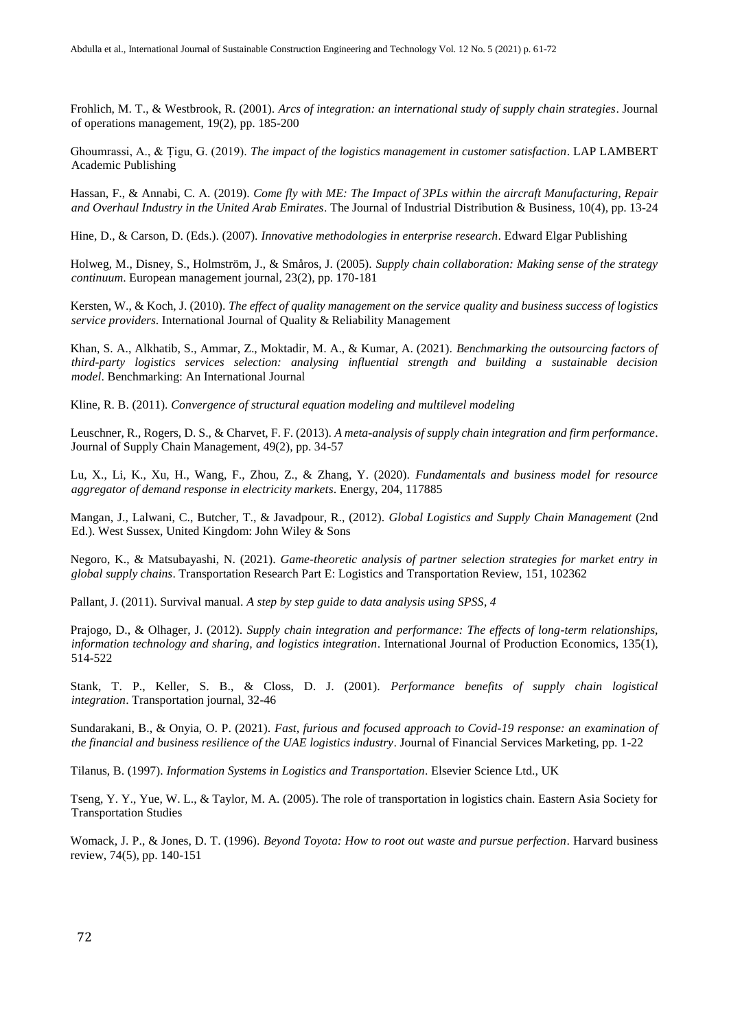Frohlich, M. T., & Westbrook, R. (2001). *Arcs of integration: an international study of supply chain strategies*. Journal of operations management, 19(2), pp. 185-200

Ghoumrassi, A., & Ţigu, G. (2019). *The impact of the logistics management in customer satisfaction*. LAP LAMBERT Academic Publishing

Hassan, F., & Annabi, C. A. (2019). *Come fly with ME: The Impact of 3PLs within the aircraft Manufacturing, Repair and Overhaul Industry in the United Arab Emirates*. The Journal of Industrial Distribution & Business, 10(4), pp. 13-24

Hine, D., & Carson, D. (Eds.). (2007). *Innovative methodologies in enterprise research*. Edward Elgar Publishing

Holweg, M., Disney, S., Holmström, J., & Småros, J. (2005). *Supply chain collaboration: Making sense of the strategy continuum*. European management journal, 23(2), pp. 170-181

Kersten, W., & Koch, J. (2010). *The effect of quality management on the service quality and business success of logistics service providers*. International Journal of Quality & Reliability Management

Khan, S. A., Alkhatib, S., Ammar, Z., Moktadir, M. A., & Kumar, A. (2021). *Benchmarking the outsourcing factors of third-party logistics services selection: analysing influential strength and building a sustainable decision model*. Benchmarking: An International Journal

Kline, R. B. (2011). *Convergence of structural equation modeling and multilevel modeling*

Leuschner, R., Rogers, D. S., & Charvet, F. F. (2013). *A meta-analysis of supply chain integration and firm performance*. Journal of Supply Chain Management, 49(2), pp. 34-57

Lu, X., Li, K., Xu, H., Wang, F., Zhou, Z., & Zhang, Y. (2020). *Fundamentals and business model for resource aggregator of demand response in electricity markets*. Energy, 204, 117885

Mangan, J., Lalwani, C., Butcher, T., & Javadpour, R., (2012). *Global Logistics and Supply Chain Management* (2nd Ed.). West Sussex, United Kingdom: John Wiley & Sons

Negoro, K., & Matsubayashi, N. (2021). *Game-theoretic analysis of partner selection strategies for market entry in global supply chains*. Transportation Research Part E: Logistics and Transportation Review, 151, 102362

Pallant, J. (2011). Survival manual. *A step by step guide to data analysis using SPSS*, *4*

Prajogo, D., & Olhager, J. (2012). *Supply chain integration and performance: The effects of long-term relationships, information technology and sharing, and logistics integration*. International Journal of Production Economics, 135(1), 514-522

Stank, T. P., Keller, S. B., & Closs, D. J. (2001). *Performance benefits of supply chain logistical integration*. Transportation journal, 32-46

Sundarakani, B., & Onyia, O. P. (2021). *Fast, furious and focused approach to Covid-19 response: an examination of the financial and business resilience of the UAE logistics industry*. Journal of Financial Services Marketing, pp. 1-22

Tilanus, B. (1997). *Information Systems in Logistics and Transportation*. Elsevier Science Ltd., UK

Tseng, Y. Y., Yue, W. L., & Taylor, M. A. (2005). The role of transportation in logistics chain. Eastern Asia Society for Transportation Studies

Womack, J. P., & Jones, D. T. (1996). *Beyond Toyota: How to root out waste and pursue perfection*. Harvard business review, 74(5), pp. 140-151